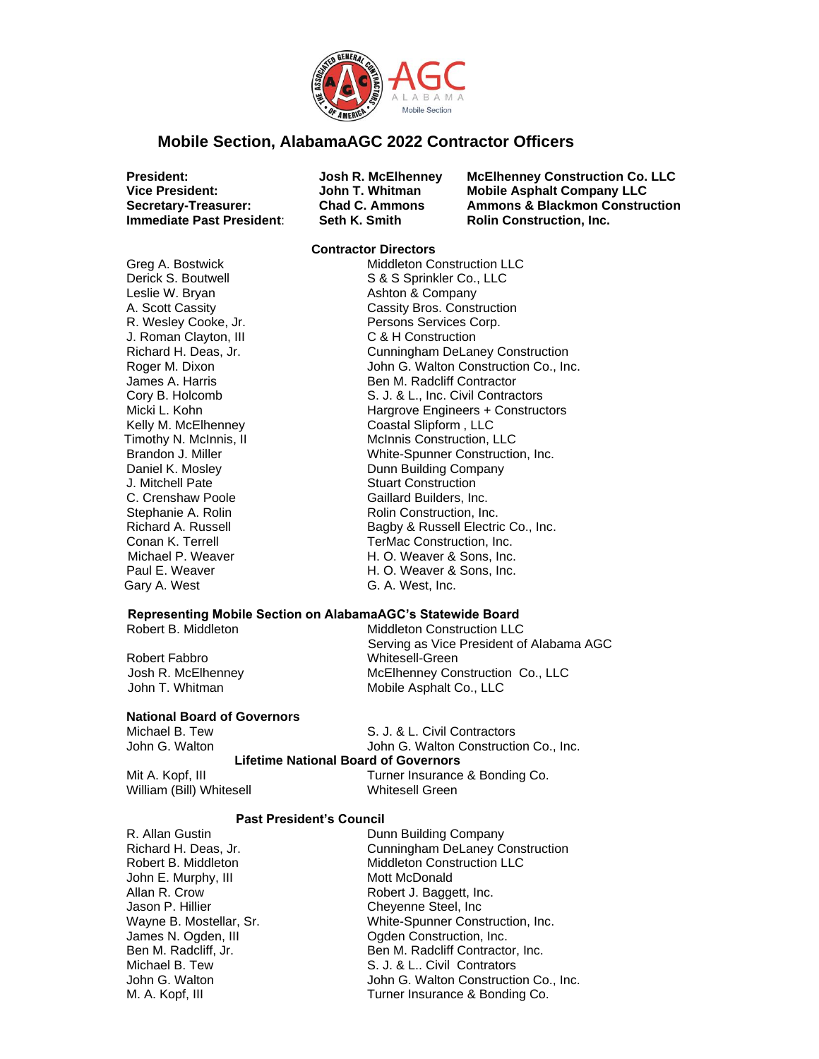# Mobile Section, AlabamaAGC 2022 Contractor Officers

| | | |
|---|---|---|
| **President:** | **Josh R. McElhenney** | **McElhenney Construction Co. LLC** |
| **Vice President:** | **John T. Whitman** | **Mobile Asphalt Company LLC** |
| **Secretary-Treasurer:** | **Chad C. Ammons** | **Ammons & Blackmon Construction** |
| **Immediate Past President:** | **Seth K. Smith** | **Rolin Construction, Inc.** |

## Contractor Directors

| | |
|---|---|
| Greg A. Bostwick | Middleton Construction LLC |
| Derick S. Boutwell | S & S Sprinkler Co., LLC |
| Leslie W. Bryan | Ashton & Company |
| A. Scott Cassity | Cassity Bros. Construction |
| R. Wesley Cooke, Jr. | Persons Services Corp. |
| J. Roman Clayton, III | C & H Construction |
| Richard H. Deas, Jr. | Cunningham DeLaney Construction |
| Roger M. Dixon | John G. Walton Construction Co., Inc. |
| James A. Harris | Ben M. Radcliff Contractor |
| Cory B. Holcomb | S. J. & L., Inc. Civil Contractors |
| Micki L. Kohn | Hargrove Engineers + Constructors |
| Kelly M. McElhenney | Coastal Slipform , LLC |
| Timothy N. McInnis, II | McInnis Construction, LLC |
| Brandon J. Miller | White-Spunner Construction, Inc. |
| Daniel K. Mosley | Dunn Building Company |
| J. Mitchell Pate | Stuart Construction |
| C. Crenshaw Poole | Gaillard Builders, Inc. |
| Stephanie A. Rolin | Rolin Construction, Inc. |
| Richard A. Russell | Bagby & Russell Electric Co., Inc. |
| Conan K. Terrell | TerMac Construction, Inc. |
| Michael P. Weaver | H. O. Weaver & Sons, Inc. |
| Paul E. Weaver | H. O. Weaver & Sons, Inc. |
| Gary A. West | G. A. West, Inc. |

## Representing Mobile Section on AlabamaAGC's Statewide Board

| | |
|---|---|
| Robert B. Middleton | Middleton Construction LLC<br>Serving as Vice President of Alabama AGC |
| Robert Fabbro | Whitesell-Green |
| Josh R. McElhenney | McElhenney Construction Co., LLC |
| John T. Whitman | Mobile Asphalt Co., LLC |

## National Board of Governors

| | |
|---|---|
| Michael B. Tew | S. J. & L. Civil Contractors |
| John G. Walton | John G. Walton Construction Co., Inc. |

## Lifetime National Board of Governors

| | |
|---|---|
| Mit A. Kopf, III | Turner Insurance & Bonding Co. |
| William (Bill) Whitesell | Whitesell Green |

## Past President's Council

| | |
|---|---|
| R. Allan Gustin | Dunn Building Company |
| Richard H. Deas, Jr. | Cunningham DeLaney Construction |
| Robert B. Middleton | Middleton Construction LLC |
| John E. Murphy, III | Mott McDonald |
| Allan R. Crow | Robert J. Baggett, Inc. |
| Jason P. Hillier | Cheyenne Steel, Inc |
| Wayne B. Mostellar, Sr. | White-Spunner Construction, Inc. |
| James N. Ogden, III | Ogden Construction, Inc. |
| Ben M. Radcliff, Jr. | Ben M. Radcliff Contractor, Inc. |
| Michael B. Tew | S. J. & L.. Civil Contrators |
| John G. Walton | John G. Walton Construction Co., Inc. |
| M. A. Kopf, III | Turner Insurance & Bonding Co. |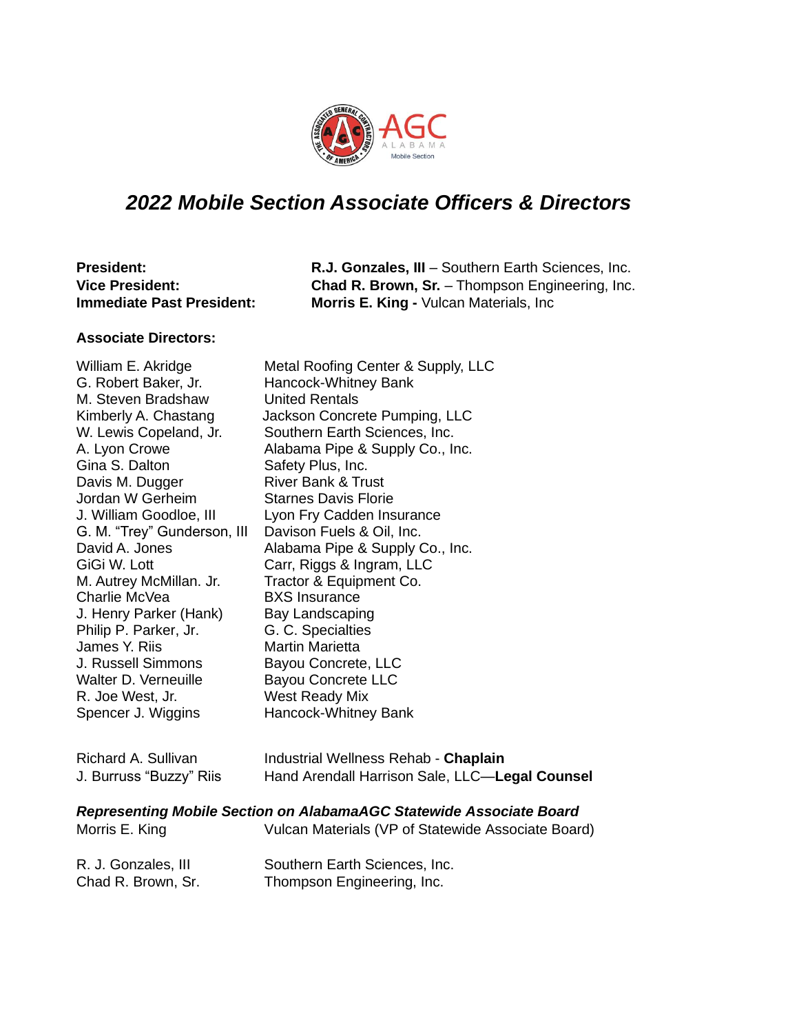# *2022 Mobile Section Associate Officers & Directors*

| | |
|---|---|
| **President:** | **R.J. Gonzales, III** – Southern Earth Sciences, Inc. |
| **Vice President:** | **Chad R. Brown, Sr.** – Thompson Engineering, Inc. |
| **Immediate Past President:** | **Morris E. King -** Vulcan Materials, Inc |

**Associate Directors:**

| | |
|---|---|
| William E. Akridge | Metal Roofing Center & Supply, LLC |
| G. Robert Baker, Jr. | Hancock-Whitney Bank |
| M. Steven Bradshaw | United Rentals |
| Kimberly A. Chastang | Jackson Concrete Pumping, LLC |
| W. Lewis Copeland, Jr. | Southern Earth Sciences, Inc. |
| A. Lyon Crowe | Alabama Pipe & Supply Co., Inc. |
| Gina S. Dalton | Safety Plus, Inc. |
| Davis M. Dugger | River Bank & Trust |
| Jordan W Gerheim | Starnes Davis Florie |
| J. William Goodloe, III | Lyon Fry Cadden Insurance |
| G. M. “Trey” Gunderson, III | Davison Fuels & Oil, Inc. |
| David A. Jones | Alabama Pipe & Supply Co., Inc. |
| GiGi W. Lott | Carr, Riggs & Ingram, LLC |
| M. Autrey McMillan. Jr. | Tractor & Equipment Co. |
| Charlie McVea | BXS Insurance |
| J. Henry Parker (Hank) | Bay Landscaping |
| Philip P. Parker, Jr. | G. C. Specialties |
| James Y. Riis | Martin Marietta |
| J. Russell Simmons | Bayou Concrete, LLC |
| Walter D. Verneuille | Bayou Concrete LLC |
| R. Joe West, Jr. | West Ready Mix |
| Spencer J. Wiggins | Hancock-Whitney Bank |

| | |
|---|---|
| Richard A. Sullivan | Industrial Wellness Rehab - **Chaplain** |
| J. Burruss “Buzzy” Riis | Hand Arendall Harrison Sale, LLC—**Legal Counsel** |

***Representing Mobile Section on AlabamaAGC Statewide Associate Board***

| | |
|---|---|
| Morris E. King | Vulcan Materials (VP of Statewide Associate Board) |
| R. J. Gonzales, III | Southern Earth Sciences, Inc. |
| Chad R. Brown, Sr. | Thompson Engineering, Inc. |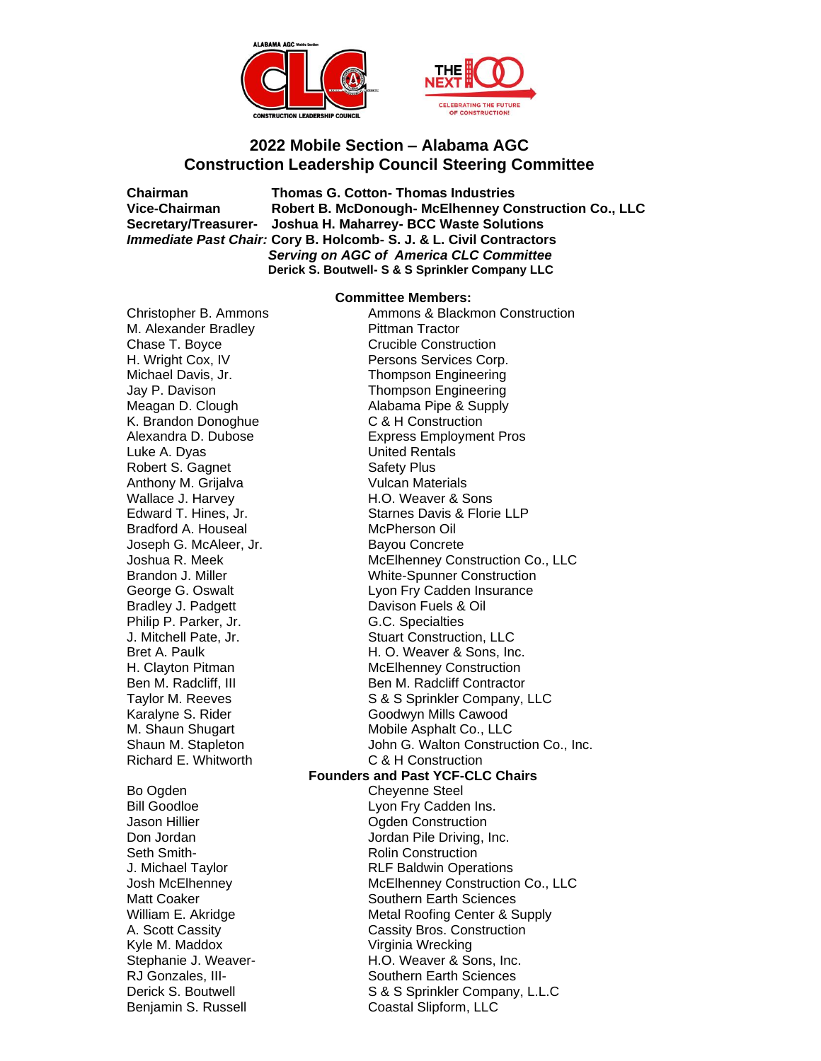## 2022 Mobile Section – Alabama AGC
## Construction Leadership Council Steering Committee

| | |
|---|---|
| **Chairman** | **Thomas G. Cotton- Thomas Industries** |
| **Vice-Chairman** | **Robert B. McDonough- McElhenney Construction Co., LLC** |
| **Secretary/Treasurer-** | **Joshua H. Maharrey- BCC Waste Solutions** |
| ***Immediate Past Chair:*** | **Cory B. Holcomb- S. J. & L. Civil Contractors** |
| | ***Serving on AGC of America CLC Committee*** |
| | **Derick S. Boutwell- S & S Sprinkler Company LLC** |

**Committee Members:**

| | |
|---|---|
| Christopher B. Ammons | Ammons & Blackmon Construction |
| M. Alexander Bradley | Pittman Tractor |
| Chase T. Boyce | Crucible Construction |
| H. Wright Cox, IV | Persons Services Corp. |
| Michael Davis, Jr. | Thompson Engineering |
| Jay P. Davison | Thompson Engineering |
| Meagan D. Clough | Alabama Pipe & Supply |
| K. Brandon Donoghue | C & H Construction |
| Alexandra D. Dubose | Express Employment Pros |
| Luke A. Dyas | United Rentals |
| Robert S. Gagnet | Safety Plus |
| Anthony M. Grijalva | Vulcan Materials |
| Wallace J. Harvey | H.O. Weaver & Sons |
| Edward T. Hines, Jr. | Starnes Davis & Florie LLP |
| Bradford A. Houseal | McPherson Oil |
| Joseph G. McAleer, Jr. | Bayou Concrete |
| Joshua R. Meek | McElhenney Construction Co., LLC |
| Brandon J. Miller | White-Spunner Construction |
| George G. Oswalt | Lyon Fry Cadden Insurance |
| Bradley J. Padgett | Davison Fuels & Oil |
| Philip P. Parker, Jr. | G.C. Specialties |
| J. Mitchell Pate, Jr. | Stuart Construction, LLC |
| Bret A. Paulk | H. O. Weaver & Sons, Inc. |
| H. Clayton Pitman | McElhenney Construction |
| Ben M. Radcliff, III | Ben M. Radcliff Contractor |
| Taylor M. Reeves | S & S Sprinkler Company, LLC |
| Karalyne S. Rider | Goodwyn Mills Cawood |
| M. Shaun Shugart | Mobile Asphalt Co., LLC |
| Shaun M. Stapleton | John G. Walton Construction Co., Inc. |
| Richard E. Whitworth | C & H Construction |

**Founders and Past YCF-CLC Chairs**

| | |
|---|---|
| Bo Ogden | Cheyenne Steel |
| Bill Goodloe | Lyon Fry Cadden Ins. |
| Jason Hillier | Ogden Construction |
| Don Jordan | Jordan Pile Driving, Inc. |
| Seth Smith- | Rolin Construction |
| J. Michael Taylor | RLF Baldwin Operations |
| Josh McElhenney | McElhenney Construction Co., LLC |
| Matt Coaker | Southern Earth Sciences |
| William E. Akridge | Metal Roofing Center & Supply |
| A. Scott Cassity | Cassity Bros. Construction |
| Kyle M. Maddox | Virginia Wrecking |
| Stephanie J. Weaver- | H.O. Weaver & Sons, Inc. |
| RJ Gonzales, III- | Southern Earth Sciences |
| Derick S. Boutwell | S & S Sprinkler Company, L.L.C |
| Benjamin S. Russell | Coastal Slipform, LLC |